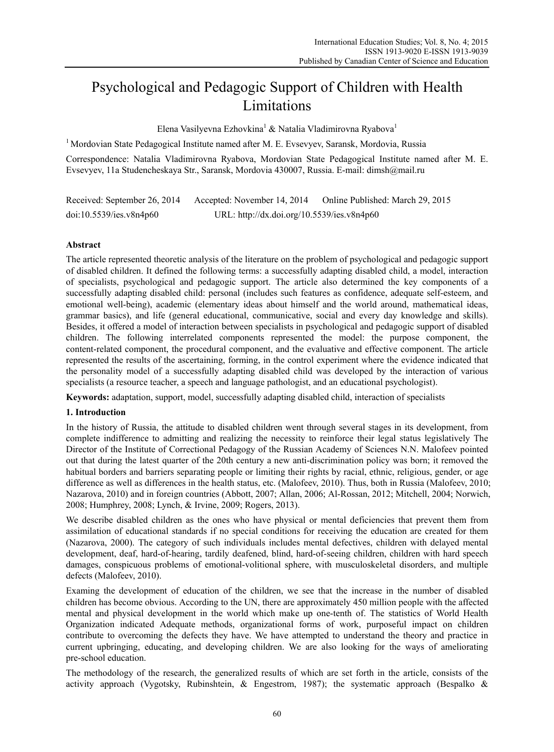# Psychological and Pedagogic Support of Children with Health Limitations

Elena Vasilyevna Ezhovkina[1] & Natalia Vladimirovna Ryabova[1]

[1] Mordovian State Pedagogical Institute named after M. E. Evsevyev, Saransk, Mordovia, Russia

Correspondence: Natalia Vladimirovna Ryabova, Mordovian State Pedagogical Institute named after M. E. Evsevyev, 11a Studencheskaya Str., Saransk, Mordovia 430007, Russia. E-mail: dimsh@mail.ru

Received: September 26, 2014  Accepted: November 14, 2014  Online Published: March 29, 2015

doi:10.5539/ies.v8n4p60  URL: http://dx.doi.org/10.5539/ies.v8n4p60

## Abstract

The article represented theoretic analysis of the literature on the problem of psychological and pedagogic support of disabled children. It defined the following terms: a successfully adapting disabled child, a model, interaction of specialists, psychological and pedagogic support. The article also determined the key components of a successfully adapting disabled child: personal (includes such features as confidence, adequate self-esteem, and emotional well-being), academic (elementary ideas about himself and the world around, mathematical ideas, grammar basics), and life (general educational, communicative, social and every day knowledge and skills). Besides, it offered a model of interaction between specialists in psychological and pedagogic support of disabled children. The following interrelated components represented the model: the purpose component, the content-related component, the procedural component, and the evaluative and effective component. The article represented the results of the ascertaining, forming, in the control experiment where the evidence indicated that the personality model of a successfully adapting disabled child was developed by the interaction of various specialists (a resource teacher, a speech and language pathologist, and an educational psychologist).

**Keywords:** adaptation, support, model, successfully adapting disabled child, interaction of specialists

## 1. Introduction

In the history of Russia, the attitude to disabled children went through several stages in its development, from complete indifference to admitting and realizing the necessity to reinforce their legal status legislatively The Director of the Institute of Correctional Pedagogy of the Russian Academy of Sciences N.N. Malofeev pointed out that during the latest quarter of the 20th century a new anti-discrimination policy was born; it removed the habitual borders and barriers separating people or limiting their rights by racial, ethnic, religious, gender, or age difference as well as differences in the health status, etc. (Malofeev, 2010). Thus, both in Russia (Malofeev, 2010; Nazarova, 2010) and in foreign countries (Abbott, 2007; Allan, 2006; Al-Rossan, 2012; Mitchell, 2004; Norwich, 2008; Humphrey, 2008; Lynch, & Irvine, 2009; Rogers, 2013).

We describe disabled children as the ones who have physical or mental deficiencies that prevent them from assimilation of educational standards if no special conditions for receiving the education are created for them (Nazarova, 2000). The category of such individuals includes mental defectives, children with delayed mental development, deaf, hard-of-hearing, tardily deafened, blind, hard-of-seeing children, children with hard speech damages, conspicuous problems of emotional-volitional sphere, with musculoskeletal disorders, and multiple defects (Malofeev, 2010).

Examing the development of education of the children, we see that the increase in the number of disabled children has become obvious. According to the UN, there are approximately 450 million people with the affected mental and physical development in the world which make up one-tenth of. The statistics of World Health Organization indicated Adequate methods, organizational forms of work, purposeful impact on children contribute to overcoming the defects they have. We have attempted to understand the theory and practice in current upbringing, educating, and developing children. We are also looking for the ways of ameliorating pre-school education.

The methodology of the research, the generalized results of which are set forth in the article, consists of the activity approach (Vygotsky, Rubinshtein, & Engestrom, 1987); the systematic approach (Bespalko &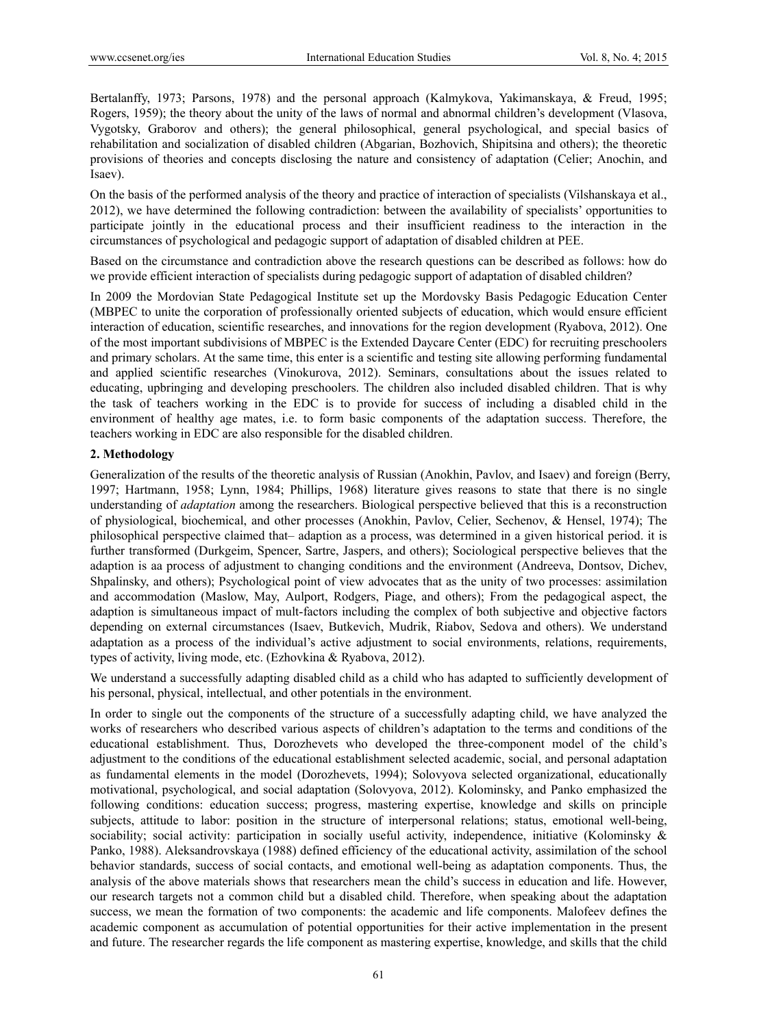Bertalanffy, 1973; Parsons, 1978) and the personal approach (Kalmykova, Yakimanskaya, & Freud, 1995; Rogers, 1959); the theory about the unity of the laws of normal and abnormal children's development (Vlasova, Vygotsky, Graborov and others); the general philosophical, general psychological, and special basics of rehabilitation and socialization of disabled children (Abgarian, Bozhovich, Shipitsina and others); the theoretic provisions of theories and concepts disclosing the nature and consistency of adaptation (Celier; Anochin, and Isaev).

On the basis of the performed analysis of the theory and practice of interaction of specialists (Vilshanskaya et al., 2012), we have determined the following contradiction: between the availability of specialists' opportunities to participate jointly in the educational process and their insufficient readiness to the interaction in the circumstances of psychological and pedagogic support of adaptation of disabled children at PEE.

Based on the circumstance and contradiction above the research questions can be described as follows: how do we provide efficient interaction of specialists during pedagogic support of adaptation of disabled children?

In 2009 the Mordovian State Pedagogical Institute set up the Mordovsky Basis Pedagogic Education Center (MBPEC to unite the corporation of professionally oriented subjects of education, which would ensure efficient interaction of education, scientific researches, and innovations for the region development (Ryabova, 2012). One of the most important subdivisions of MBPEC is the Extended Daycare Center (EDC) for recruiting preschoolers and primary scholars. At the same time, this enter is a scientific and testing site allowing performing fundamental and applied scientific researches (Vinokurova, 2012). Seminars, consultations about the issues related to educating, upbringing and developing preschoolers. The children also included disabled children. That is why the task of teachers working in the EDC is to provide for success of including a disabled child in the environment of healthy age mates, i.e. to form basic components of the adaptation success. Therefore, the teachers working in EDC are also responsible for the disabled children.

## 2. Methodology

Generalization of the results of the theoretic analysis of Russian (Anokhin, Pavlov, and Isaev) and foreign (Berry, 1997; Hartmann, 1958; Lynn, 1984; Phillips, 1968) literature gives reasons to state that there is no single understanding of *adaptation* among the researchers. Biological perspective believed that this is a reconstruction of physiological, biochemical, and other processes (Anokhin, Pavlov, Celier, Sechenov, & Hensel, 1974); The philosophical perspective claimed that– adaption as a process, was determined in a given historical period. it is further transformed (Durkgeim, Spencer, Sartre, Jaspers, and others); Sociological perspective believes that the adaption is aa process of adjustment to changing conditions and the environment (Andreeva, Dontsov, Dichev, Shpalinsky, and others); Psychological point of view advocates that as the unity of two processes: assimilation and accommodation (Maslow, May, Aulport, Rodgers, Piage, and others); From the pedagogical aspect, the adaption is simultaneous impact of mult-factors including the complex of both subjective and objective factors depending on external circumstances (Isaev, Butkevich, Mudrik, Riabov, Sedova and others). We understand adaptation as a process of the individual's active adjustment to social environments, relations, requirements, types of activity, living mode, etc. (Ezhovkina & Ryabova, 2012).

We understand a successfully adapting disabled child as a child who has adapted to sufficiently development of his personal, physical, intellectual, and other potentials in the environment.

In order to single out the components of the structure of a successfully adapting child, we have analyzed the works of researchers who described various aspects of children's adaptation to the terms and conditions of the educational establishment. Thus, Dorozhevets who developed the three-component model of the child's adjustment to the conditions of the educational establishment selected academic, social, and personal adaptation as fundamental elements in the model (Dorozhevets, 1994); Solovyova selected organizational, educationally motivational, psychological, and social adaptation (Solovyova, 2012). Kolominsky, and Panko emphasized the following conditions: education success; progress, mastering expertise, knowledge and skills on principle subjects, attitude to labor: position in the structure of interpersonal relations; status, emotional well-being, sociability; social activity: participation in socially useful activity, independence, initiative (Kolominsky & Panko, 1988). Aleksandrovskaya (1988) defined efficiency of the educational activity, assimilation of the school behavior standards, success of social contacts, and emotional well-being as adaptation components. Thus, the analysis of the above materials shows that researchers mean the child's success in education and life. However, our research targets not a common child but a disabled child. Therefore, when speaking about the adaptation success, we mean the formation of two components: the academic and life components. Malofeev defines the academic component as accumulation of potential opportunities for their active implementation in the present and future. The researcher regards the life component as mastering expertise, knowledge, and skills that the child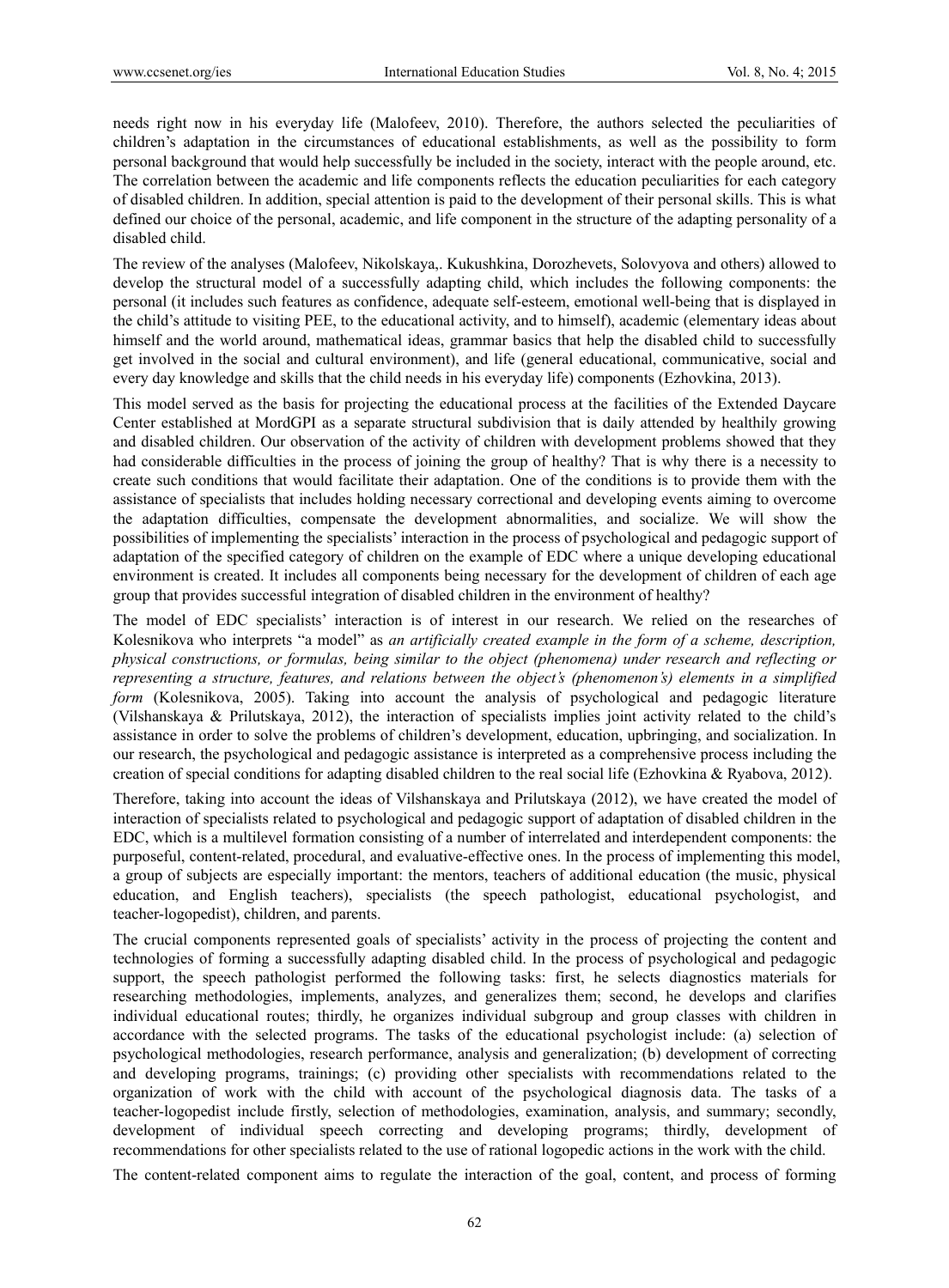needs right now in his everyday life (Malofeev, 2010). Therefore, the authors selected the peculiarities of children's adaptation in the circumstances of educational establishments, as well as the possibility to form personal background that would help successfully be included in the society, interact with the people around, etc. The correlation between the academic and life components reflects the education peculiarities for each category of disabled children. In addition, special attention is paid to the development of their personal skills. This is what defined our choice of the personal, academic, and life component in the structure of the adapting personality of a disabled child.

The review of the analyses (Malofeev, Nikolskaya,. Kukushkina, Dorozhevets, Solovyova and others) allowed to develop the structural model of a successfully adapting child, which includes the following components: the personal (it includes such features as confidence, adequate self-esteem, emotional well-being that is displayed in the child's attitude to visiting PEE, to the educational activity, and to himself), academic (elementary ideas about himself and the world around, mathematical ideas, grammar basics that help the disabled child to successfully get involved in the social and cultural environment), and life (general educational, communicative, social and every day knowledge and skills that the child needs in his everyday life) components (Ezhovkina, 2013).

This model served as the basis for projecting the educational process at the facilities of the Extended Daycare Center established at MordGPI as a separate structural subdivision that is daily attended by healthily growing and disabled children. Our observation of the activity of children with development problems showed that they had considerable difficulties in the process of joining the group of healthy? That is why there is a necessity to create such conditions that would facilitate their adaptation. One of the conditions is to provide them with the assistance of specialists that includes holding necessary correctional and developing events aiming to overcome the adaptation difficulties, compensate the development abnormalities, and socialize. We will show the possibilities of implementing the specialists' interaction in the process of psychological and pedagogic support of adaptation of the specified category of children on the example of EDC where a unique developing educational environment is created. It includes all components being necessary for the development of children of each age group that provides successful integration of disabled children in the environment of healthy?

The model of EDC specialists' interaction is of interest in our research. We relied on the researches of Kolesnikova who interprets "a model" as *an artificially created example in the form of a scheme, description, physical constructions, or formulas, being similar to the object (phenomena) under research and reflecting or representing a structure, features, and relations between the object's (phenomenon's) elements in a simplified form* (Kolesnikova, 2005). Taking into account the analysis of psychological and pedagogic literature (Vilshanskaya & Prilutskaya, 2012), the interaction of specialists implies joint activity related to the child's assistance in order to solve the problems of children's development, education, upbringing, and socialization. In our research, the psychological and pedagogic assistance is interpreted as a comprehensive process including the creation of special conditions for adapting disabled children to the real social life (Ezhovkina & Ryabova, 2012).

Therefore, taking into account the ideas of Vilshanskaya and Prilutskaya (2012), we have created the model of interaction of specialists related to psychological and pedagogic support of adaptation of disabled children in the EDC, which is a multilevel formation consisting of a number of interrelated and interdependent components: the purposeful, content-related, procedural, and evaluative-effective ones. In the process of implementing this model, a group of subjects are especially important: the mentors, teachers of additional education (the music, physical education, and English teachers), specialists (the speech pathologist, educational psychologist, and teacher-logopedist), children, and parents.

The crucial components represented goals of specialists' activity in the process of projecting the content and technologies of forming a successfully adapting disabled child. In the process of psychological and pedagogic support, the speech pathologist performed the following tasks: first, he selects diagnostics materials for researching methodologies, implements, analyzes, and generalizes them; second, he develops and clarifies individual educational routes; thirdly, he organizes individual subgroup and group classes with children in accordance with the selected programs. The tasks of the educational psychologist include: (a) selection of psychological methodologies, research performance, analysis and generalization; (b) development of correcting and developing programs, trainings; (c) providing other specialists with recommendations related to the organization of work with the child with account of the psychological diagnosis data. The tasks of a teacher-logopedist include firstly, selection of methodologies, examination, analysis, and summary; secondly, development of individual speech correcting and developing programs; thirdly, development of recommendations for other specialists related to the use of rational logopedic actions in the work with the child.

The content-related component aims to regulate the interaction of the goal, content, and process of forming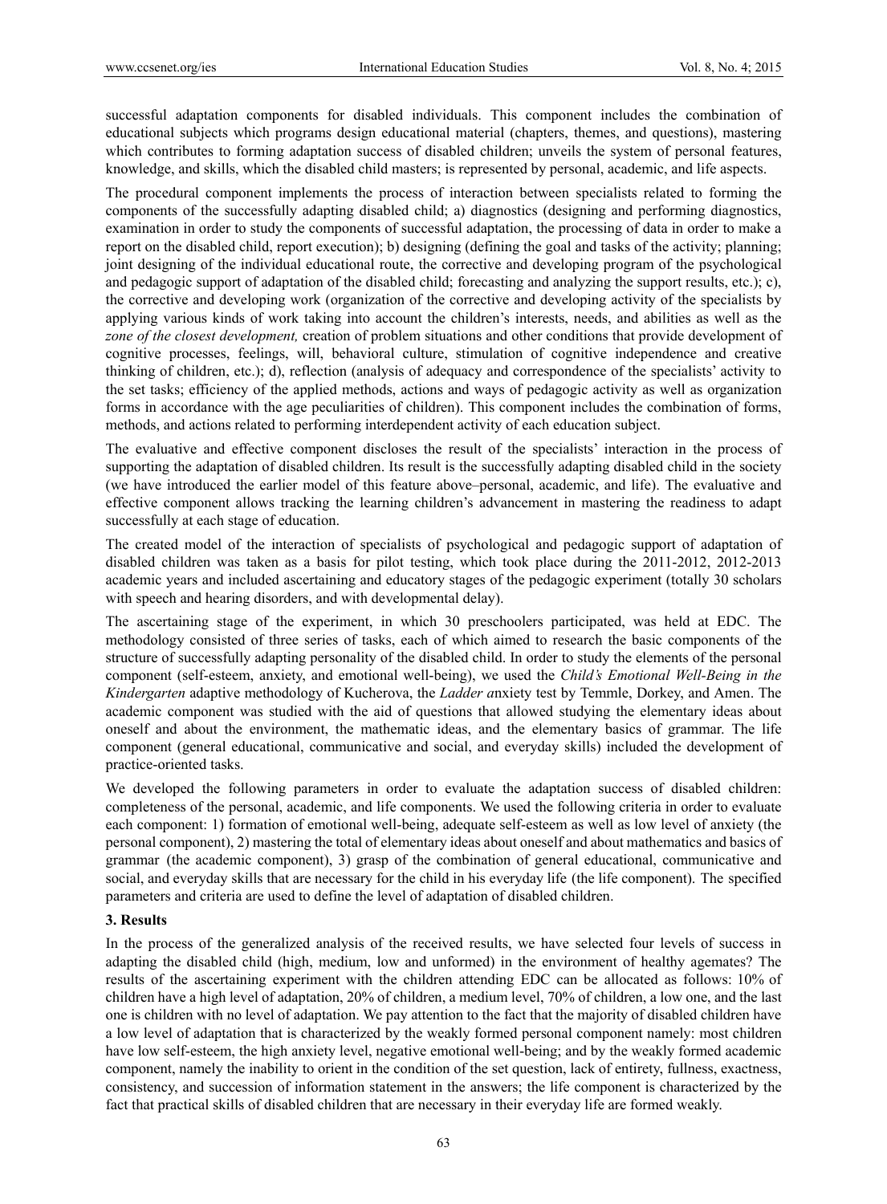successful adaptation components for disabled individuals. This component includes the combination of educational subjects which programs design educational material (chapters, themes, and questions), mastering which contributes to forming adaptation success of disabled children; unveils the system of personal features, knowledge, and skills, which the disabled child masters; is represented by personal, academic, and life aspects.

The procedural component implements the process of interaction between specialists related to forming the components of the successfully adapting disabled child; a) diagnostics (designing and performing diagnostics, examination in order to study the components of successful adaptation, the processing of data in order to make a report on the disabled child, report execution); b) designing (defining the goal and tasks of the activity; planning; joint designing of the individual educational route, the corrective and developing program of the psychological and pedagogic support of adaptation of the disabled child; forecasting and analyzing the support results, etc.); c), the corrective and developing work (organization of the corrective and developing activity of the specialists by applying various kinds of work taking into account the children's interests, needs, and abilities as well as the *zone of the closest development,* creation of problem situations and other conditions that provide development of cognitive processes, feelings, will, behavioral culture, stimulation of cognitive independence and creative thinking of children, etc.); d), reflection (analysis of adequacy and correspondence of the specialists' activity to the set tasks; efficiency of the applied methods, actions and ways of pedagogic activity as well as organization forms in accordance with the age peculiarities of children). This component includes the combination of forms, methods, and actions related to performing interdependent activity of each education subject.

The evaluative and effective component discloses the result of the specialists' interaction in the process of supporting the adaptation of disabled children. Its result is the successfully adapting disabled child in the society (we have introduced the earlier model of this feature above–personal, academic, and life). The evaluative and effective component allows tracking the learning children's advancement in mastering the readiness to adapt successfully at each stage of education.

The created model of the interaction of specialists of psychological and pedagogic support of adaptation of disabled children was taken as a basis for pilot testing, which took place during the 2011-2012, 2012-2013 academic years and included ascertaining and educatory stages of the pedagogic experiment (totally 30 scholars with speech and hearing disorders, and with developmental delay).

The ascertaining stage of the experiment, in which 30 preschoolers participated, was held at EDC. The methodology consisted of three series of tasks, each of which aimed to research the basic components of the structure of successfully adapting personality of the disabled child. In order to study the elements of the personal component (self-esteem, anxiety, and emotional well-being), we used the *Child's Emotional Well-Being in the Kindergarten* adaptive methodology of Kucherova, the *Ladder a*nxiety test by Temmle, Dorkey, and Amen. The academic component was studied with the aid of questions that allowed studying the elementary ideas about oneself and about the environment, the mathematic ideas, and the elementary basics of grammar. The life component (general educational, communicative and social, and everyday skills) included the development of practice-oriented tasks.

We developed the following parameters in order to evaluate the adaptation success of disabled children: completeness of the personal, academic, and life components. We used the following criteria in order to evaluate each component: 1) formation of emotional well-being, adequate self-esteem as well as low level of anxiety (the personal component), 2) mastering the total of elementary ideas about oneself and about mathematics and basics of grammar (the academic component), 3) grasp of the combination of general educational, communicative and social, and everyday skills that are necessary for the child in his everyday life (the life component). The specified parameters and criteria are used to define the level of adaptation of disabled children.

## 3. Results

In the process of the generalized analysis of the received results, we have selected four levels of success in adapting the disabled child (high, medium, low and unformed) in the environment of healthy agemates? The results of the ascertaining experiment with the children attending EDC can be allocated as follows: 10% of children have a high level of adaptation, 20% of children, a medium level, 70% of children, a low one, and the last one is children with no level of adaptation. We pay attention to the fact that the majority of disabled children have a low level of adaptation that is characterized by the weakly formed personal component namely: most children have low self-esteem, the high anxiety level, negative emotional well-being; and by the weakly formed academic component, namely the inability to orient in the condition of the set question, lack of entirety, fullness, exactness, consistency, and succession of information statement in the answers; the life component is characterized by the fact that practical skills of disabled children that are necessary in their everyday life are formed weakly.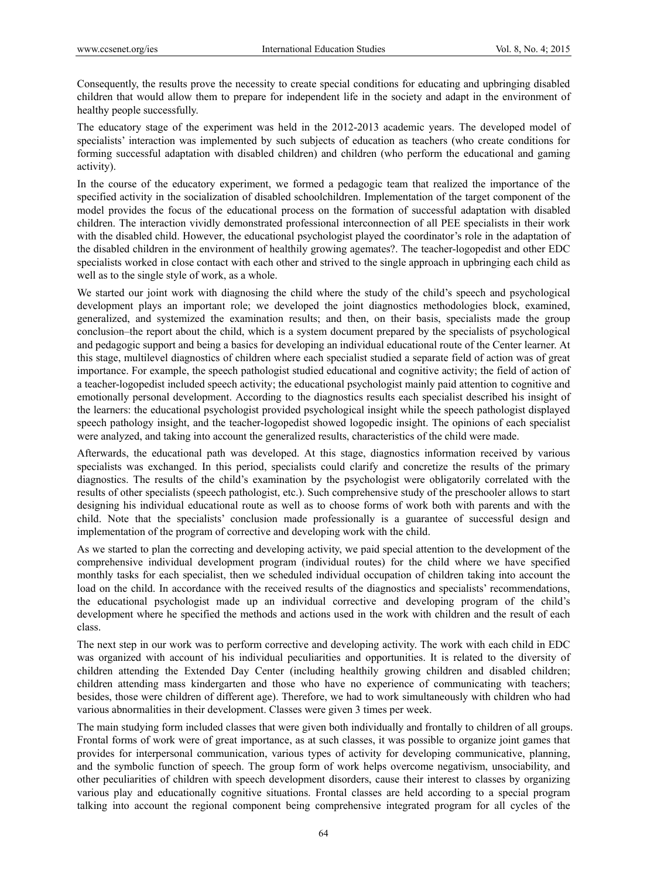Consequently, the results prove the necessity to create special conditions for educating and upbringing disabled children that would allow them to prepare for independent life in the society and adapt in the environment of healthy people successfully.

The educatory stage of the experiment was held in the 2012-2013 academic years. The developed model of specialists' interaction was implemented by such subjects of education as teachers (who create conditions for forming successful adaptation with disabled children) and children (who perform the educational and gaming activity).

In the course of the educatory experiment, we formed a pedagogic team that realized the importance of the specified activity in the socialization of disabled schoolchildren. Implementation of the target component of the model provides the focus of the educational process on the formation of successful adaptation with disabled children. The interaction vividly demonstrated professional interconnection of all PEE specialists in their work with the disabled child. However, the educational psychologist played the coordinator's role in the adaptation of the disabled children in the environment of healthily growing agemates?. The teacher-logopedist and other EDC specialists worked in close contact with each other and strived to the single approach in upbringing each child as well as to the single style of work, as a whole.

We started our joint work with diagnosing the child where the study of the child's speech and psychological development plays an important role; we developed the joint diagnostics methodologies block, examined, generalized, and systemized the examination results; and then, on their basis, specialists made the group conclusion–the report about the child, which is a system document prepared by the specialists of psychological and pedagogic support and being a basics for developing an individual educational route of the Center learner. At this stage, multilevel diagnostics of children where each specialist studied a separate field of action was of great importance. For example, the speech pathologist studied educational and cognitive activity; the field of action of a teacher-logopedist included speech activity; the educational psychologist mainly paid attention to cognitive and emotionally personal development. According to the diagnostics results each specialist described his insight of the learners: the educational psychologist provided psychological insight while the speech pathologist displayed speech pathology insight, and the teacher-logopedist showed logopedic insight. The opinions of each specialist were analyzed, and taking into account the generalized results, characteristics of the child were made.

Afterwards, the educational path was developed. At this stage, diagnostics information received by various specialists was exchanged. In this period, specialists could clarify and concretize the results of the primary diagnostics. The results of the child's examination by the psychologist were obligatorily correlated with the results of other specialists (speech pathologist, etc.). Such comprehensive study of the preschooler allows to start designing his individual educational route as well as to choose forms of work both with parents and with the child. Note that the specialists' conclusion made professionally is a guarantee of successful design and implementation of the program of corrective and developing work with the child.

As we started to plan the correcting and developing activity, we paid special attention to the development of the comprehensive individual development program (individual routes) for the child where we have specified monthly tasks for each specialist, then we scheduled individual occupation of children taking into account the load on the child. In accordance with the received results of the diagnostics and specialists' recommendations, the educational psychologist made up an individual corrective and developing program of the child's development where he specified the methods and actions used in the work with children and the result of each class.

The next step in our work was to perform corrective and developing activity. The work with each child in EDC was organized with account of his individual peculiarities and opportunities. It is related to the diversity of children attending the Extended Day Center (including healthily growing children and disabled children; children attending mass kindergarten and those who have no experience of communicating with teachers; besides, those were children of different age). Therefore, we had to work simultaneously with children who had various abnormalities in their development. Classes were given 3 times per week.

The main studying form included classes that were given both individually and frontally to children of all groups. Frontal forms of work were of great importance, as at such classes, it was possible to organize joint games that provides for interpersonal communication, various types of activity for developing communicative, planning, and the symbolic function of speech. The group form of work helps overcome negativism, unsociability, and other peculiarities of children with speech development disorders, cause their interest to classes by organizing various play and educationally cognitive situations. Frontal classes are held according to a special program talking into account the regional component being comprehensive integrated program for all cycles of the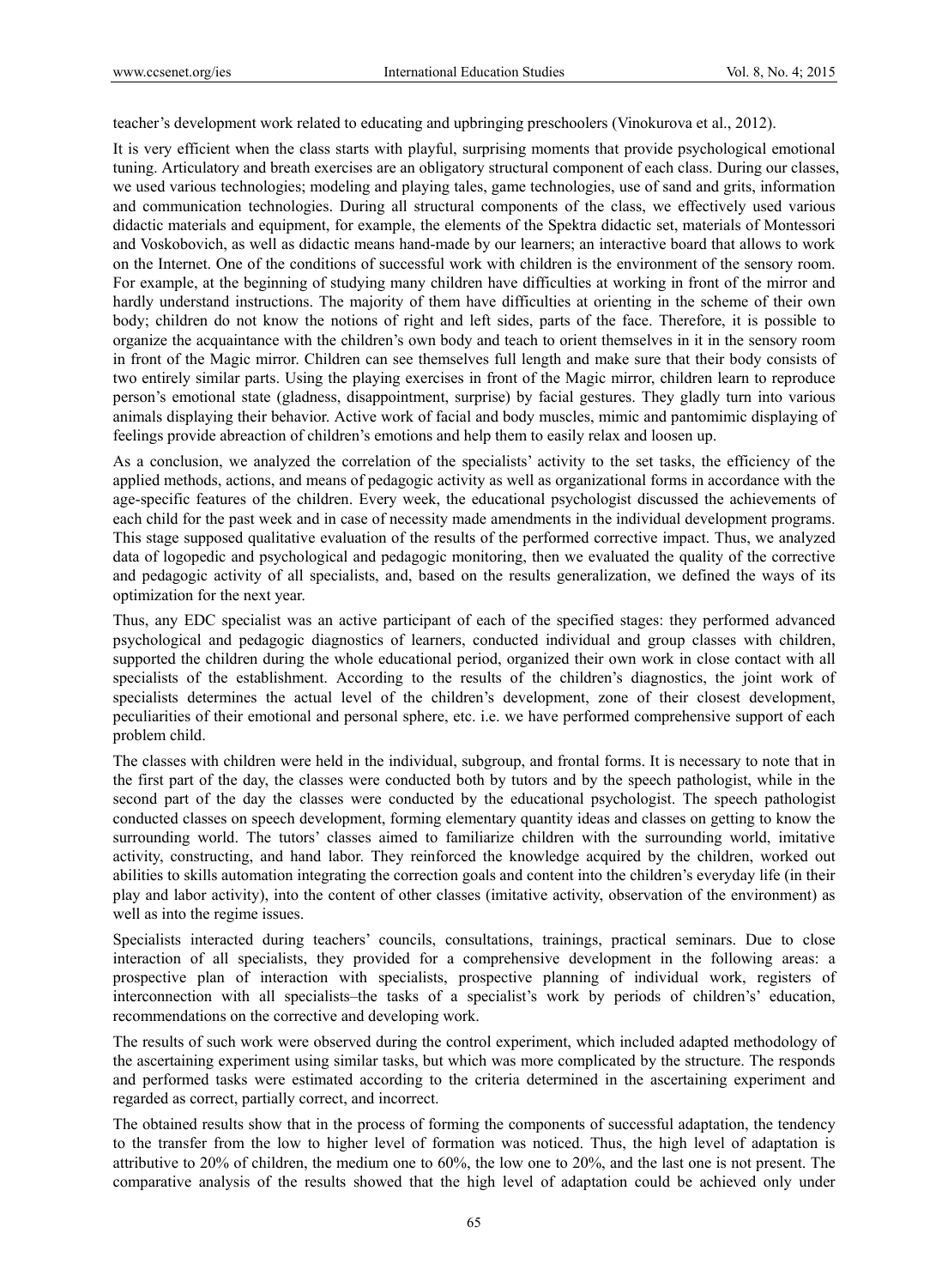teacher's development work related to educating and upbringing preschoolers (Vinokurova et al., 2012).

It is very efficient when the class starts with playful, surprising moments that provide psychological emotional tuning. Articulatory and breath exercises are an obligatory structural component of each class. During our classes, we used various technologies; modeling and playing tales, game technologies, use of sand and grits, information and communication technologies. During all structural components of the class, we effectively used various didactic materials and equipment, for example, the elements of the Spektra didactic set, materials of Montessori and Voskobovich, as well as didactic means hand-made by our learners; an interactive board that allows to work on the Internet. One of the conditions of successful work with children is the environment of the sensory room. For example, at the beginning of studying many children have difficulties at working in front of the mirror and hardly understand instructions. The majority of them have difficulties at orienting in the scheme of their own body; children do not know the notions of right and left sides, parts of the face. Therefore, it is possible to organize the acquaintance with the children's own body and teach to orient themselves in it in the sensory room in front of the Magic mirror. Children can see themselves full length and make sure that their body consists of two entirely similar parts. Using the playing exercises in front of the Magic mirror, children learn to reproduce person's emotional state (gladness, disappointment, surprise) by facial gestures. They gladly turn into various animals displaying their behavior. Active work of facial and body muscles, mimic and pantomimic displaying of feelings provide abreaction of children's emotions and help them to easily relax and loosen up.

As a conclusion, we analyzed the correlation of the specialists' activity to the set tasks, the efficiency of the applied methods, actions, and means of pedagogic activity as well as organizational forms in accordance with the age-specific features of the children. Every week, the educational psychologist discussed the achievements of each child for the past week and in case of necessity made amendments in the individual development programs. This stage supposed qualitative evaluation of the results of the performed corrective impact. Thus, we analyzed data of logopedic and psychological and pedagogic monitoring, then we evaluated the quality of the corrective and pedagogic activity of all specialists, and, based on the results generalization, we defined the ways of its optimization for the next year.

Thus, any EDC specialist was an active participant of each of the specified stages: they performed advanced psychological and pedagogic diagnostics of learners, conducted individual and group classes with children, supported the children during the whole educational period, organized their own work in close contact with all specialists of the establishment. According to the results of the children's diagnostics, the joint work of specialists determines the actual level of the children's development, zone of their closest development, peculiarities of their emotional and personal sphere, etc. i.e. we have performed comprehensive support of each problem child.

The classes with children were held in the individual, subgroup, and frontal forms. It is necessary to note that in the first part of the day, the classes were conducted both by tutors and by the speech pathologist, while in the second part of the day the classes were conducted by the educational psychologist. The speech pathologist conducted classes on speech development, forming elementary quantity ideas and classes on getting to know the surrounding world. The tutors' classes aimed to familiarize children with the surrounding world, imitative activity, constructing, and hand labor. They reinforced the knowledge acquired by the children, worked out abilities to skills automation integrating the correction goals and content into the children's everyday life (in their play and labor activity), into the content of other classes (imitative activity, observation of the environment) as well as into the regime issues.

Specialists interacted during teachers' councils, consultations, trainings, practical seminars. Due to close interaction of all specialists, they provided for a comprehensive development in the following areas: a prospective plan of interaction with specialists, prospective planning of individual work, registers of interconnection with all specialists–the tasks of a specialist's work by periods of children's' education, recommendations on the corrective and developing work.

The results of such work were observed during the control experiment, which included adapted methodology of the ascertaining experiment using similar tasks, but which was more complicated by the structure. The responds and performed tasks were estimated according to the criteria determined in the ascertaining experiment and regarded as correct, partially correct, and incorrect.

The obtained results show that in the process of forming the components of successful adaptation, the tendency to the transfer from the low to higher level of formation was noticed. Thus, the high level of adaptation is attributive to 20% of children, the medium one to 60%, the low one to 20%, and the last one is not present. The comparative analysis of the results showed that the high level of adaptation could be achieved only under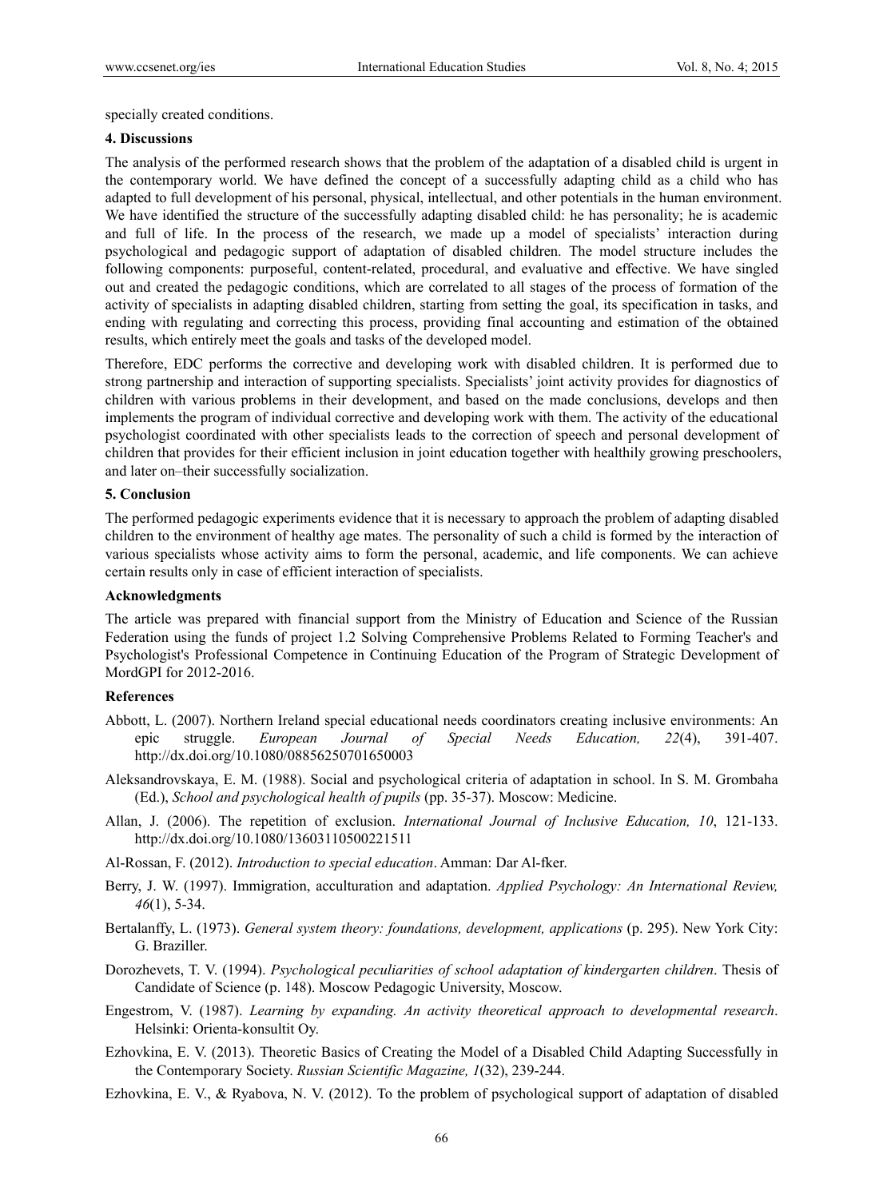specially created conditions.

### 4. Discussions

The analysis of the performed research shows that the problem of the adaptation of a disabled child is urgent in the contemporary world. We have defined the concept of a successfully adapting child as a child who has adapted to full development of his personal, physical, intellectual, and other potentials in the human environment. We have identified the structure of the successfully adapting disabled child: he has personality; he is academic and full of life. In the process of the research, we made up a model of specialists' interaction during psychological and pedagogic support of adaptation of disabled children. The model structure includes the following components: purposeful, content-related, procedural, and evaluative and effective. We have singled out and created the pedagogic conditions, which are correlated to all stages of the process of formation of the activity of specialists in adapting disabled children, starting from setting the goal, its specification in tasks, and ending with regulating and correcting this process, providing final accounting and estimation of the obtained results, which entirely meet the goals and tasks of the developed model.

Therefore, EDC performs the corrective and developing work with disabled children. It is performed due to strong partnership and interaction of supporting specialists. Specialists' joint activity provides for diagnostics of children with various problems in their development, and based on the made conclusions, develops and then implements the program of individual corrective and developing work with them. The activity of the educational psychologist coordinated with other specialists leads to the correction of speech and personal development of children that provides for their efficient inclusion in joint education together with healthily growing preschoolers, and later on–their successfully socialization.

### 5. Conclusion

The performed pedagogic experiments evidence that it is necessary to approach the problem of adapting disabled children to the environment of healthy age mates. The personality of such a child is formed by the interaction of various specialists whose activity aims to form the personal, academic, and life components. We can achieve certain results only in case of efficient interaction of specialists.

### Acknowledgments

The article was prepared with financial support from the Ministry of Education and Science of the Russian Federation using the funds of project 1.2 Solving Comprehensive Problems Related to Forming Teacher's and Psychologist's Professional Competence in Continuing Education of the Program of Strategic Development of MordGPI for 2012-2016.

### References

Abbott, L. (2007). Northern Ireland special educational needs coordinators creating inclusive environments: An epic struggle. *European Journal of Special Needs Education, 22*(4), 391-407. http://dx.doi.org/10.1080/08856250701650003

Aleksandrovskaya, E. M. (1988). Social and psychological criteria of adaptation in school. In S. M. Grombaha (Ed.), *School and psychological health of pupils* (pp. 35-37). Moscow: Medicine.

Allan, J. (2006). The repetition of exclusion. *International Journal of Inclusive Education, 10*, 121-133. http://dx.doi.org/10.1080/13603110500221511

Al-Rossan, F. (2012). *Introduction to special education*. Amman: Dar Al-fker.

Berry, J. W. (1997). Immigration, acculturation and adaptation. *Applied Psychology: An International Review, 46*(1), 5-34.

Bertalanffy, L. (1973). *General system theory: foundations, development, applications* (p. 295). New York City: G. Braziller.

Dorozhevets, T. V. (1994). *Psychological peculiarities of school adaptation of kindergarten children*. Thesis of Candidate of Science (p. 148). Moscow Pedagogic University, Moscow.

Engestrom, V. (1987). *Learning by expanding. An activity theoretical approach to developmental research*. Helsinki: Orienta-konsultit Oy.

Ezhovkina, E. V. (2013). Theoretic Basics of Creating the Model of a Disabled Child Adapting Successfully in the Contemporary Society. *Russian Scientific Magazine, 1*(32), 239-244.

Ezhovkina, E. V., & Ryabova, N. V. (2012). To the problem of psychological support of adaptation of disabled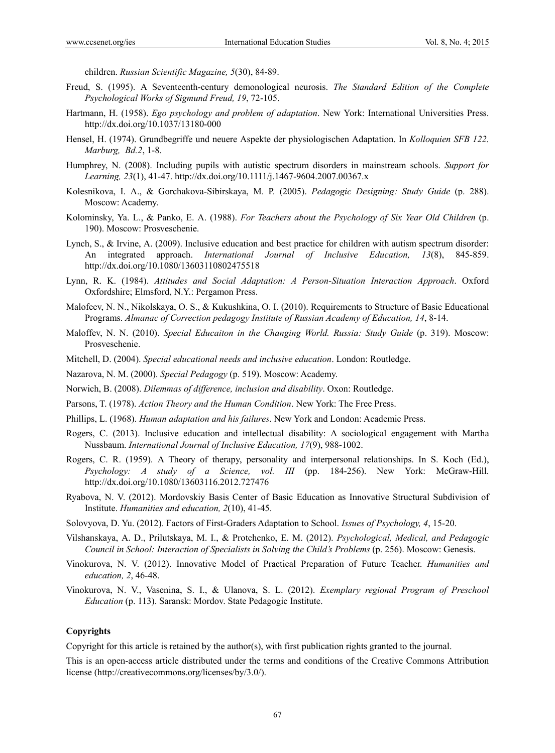children. *Russian Scientific Magazine, 5*(30), 84-89.

Freud, S. (1995). A Seventeenth-century demonological neurosis. *The Standard Edition of the Complete Psychological Works of Sigmund Freud, 19*, 72-105.

Hartmann, H. (1958). *Ego psychology and problem of adaptation*. New York: International Universities Press. http://dx.doi.org/10.1037/13180-000

Hensel, H. (1974). Grundbegriffe und neuere Aspekte der physiologischen Adaptation. In *Kolloquien SFB 122. Marburg, Bd.2*, 1-8.

Humphrey, N. (2008). Including pupils with autistic spectrum disorders in mainstream schools. *Support for Learning, 23*(1), 41-47. http://dx.doi.org/10.1111/j.1467-9604.2007.00367.x

Kolesnikova, I. A., & Gorchakova-Sibirskaya, M. P. (2005). *Pedagogic Designing: Study Guide* (p. 288). Moscow: Academy.

Kolominsky, Ya. L., & Panko, E. A. (1988). *For Teachers about the Psychology of Six Year Old Children* (p. 190). Moscow: Prosveschenie.

Lynch, S., & Irvine, A. (2009). Inclusive education and best practice for children with autism spectrum disorder: An integrated approach. *International Journal of Inclusive Education, 13*(8), 845-859. http://dx.doi.org/10.1080/13603110802475518

Lynn, R. K. (1984). *Attitudes and Social Adaptation: A Person-Situation Interaction Approach*. Oxford Oxfordshire; Elmsford, N.Y.: Pergamon Press.

Malofeev, N. N., Nikolskaya, O. S., & Kukushkina, O. I. (2010). Requirements to Structure of Basic Educational Programs. *Almanac of Correction pedagogy Institute of Russian Academy of Education, 14*, 8-14.

Maloffev, N. N. (2010). *Special Educaiton in the Changing World. Russia: Study Guide* (p. 319). Moscow: Prosveschenie.

Mitchell, D. (2004). *Special educational needs and inclusive education*. London: Routledge.

Nazarova, N. M. (2000). *Special Pedagogy* (p. 519). Moscow: Academy.

Norwich, B. (2008). *Dilemmas of difference, inclusion and disability*. Oxon: Routledge.

Parsons, T. (1978). *Action Theory and the Human Condition*. New York: The Free Press.

Phillips, L. (1968). *Human adaptation and his failures*. New York and London: Academic Press.

Rogers, C. (2013). Inclusive education and intellectual disability: A sociological engagement with Martha Nussbaum. *International Journal of Inclusive Education, 17*(9), 988-1002.

Rogers, C. R. (1959). A Theory of therapy, personality and interpersonal relationships. In S. Koch (Ed.), *Psychology: A study of a Science, vol. III* (pp. 184-256). New York: McGraw-Hill. http://dx.doi.org/10.1080/13603116.2012.727476

Ryabova, N. V. (2012). Mordovskiy Basis Center of Basic Education as Innovative Structural Subdivision of Institute. *Humanities and education, 2*(10), 41-45.

Solovyova, D. Yu. (2012). Factors of First-Graders Adaptation to School. *Issues of Psychology, 4*, 15-20.

Vilshanskaya, A. D., Prilutskaya, M. I., & Protchenko, E. M. (2012). *Psychological, Medical, and Pedagogic Council in School: Interaction of Specialists in Solving the Child's Problems* (p. 256). Moscow: Genesis.

Vinokurova, N. V. (2012). Innovative Model of Practical Preparation of Future Teacher. *Humanities and education, 2*, 46-48.

Vinokurova, N. V., Vasenina, S. I., & Ulanova, S. L. (2012). *Exemplary regional Program of Preschool Education* (p. 113). Saransk: Mordov. State Pedagogic Institute.

**Copyrights**

Copyright for this article is retained by the author(s), with first publication rights granted to the journal.

This is an open-access article distributed under the terms and conditions of the Creative Commons Attribution license (http://creativecommons.org/licenses/by/3.0/).